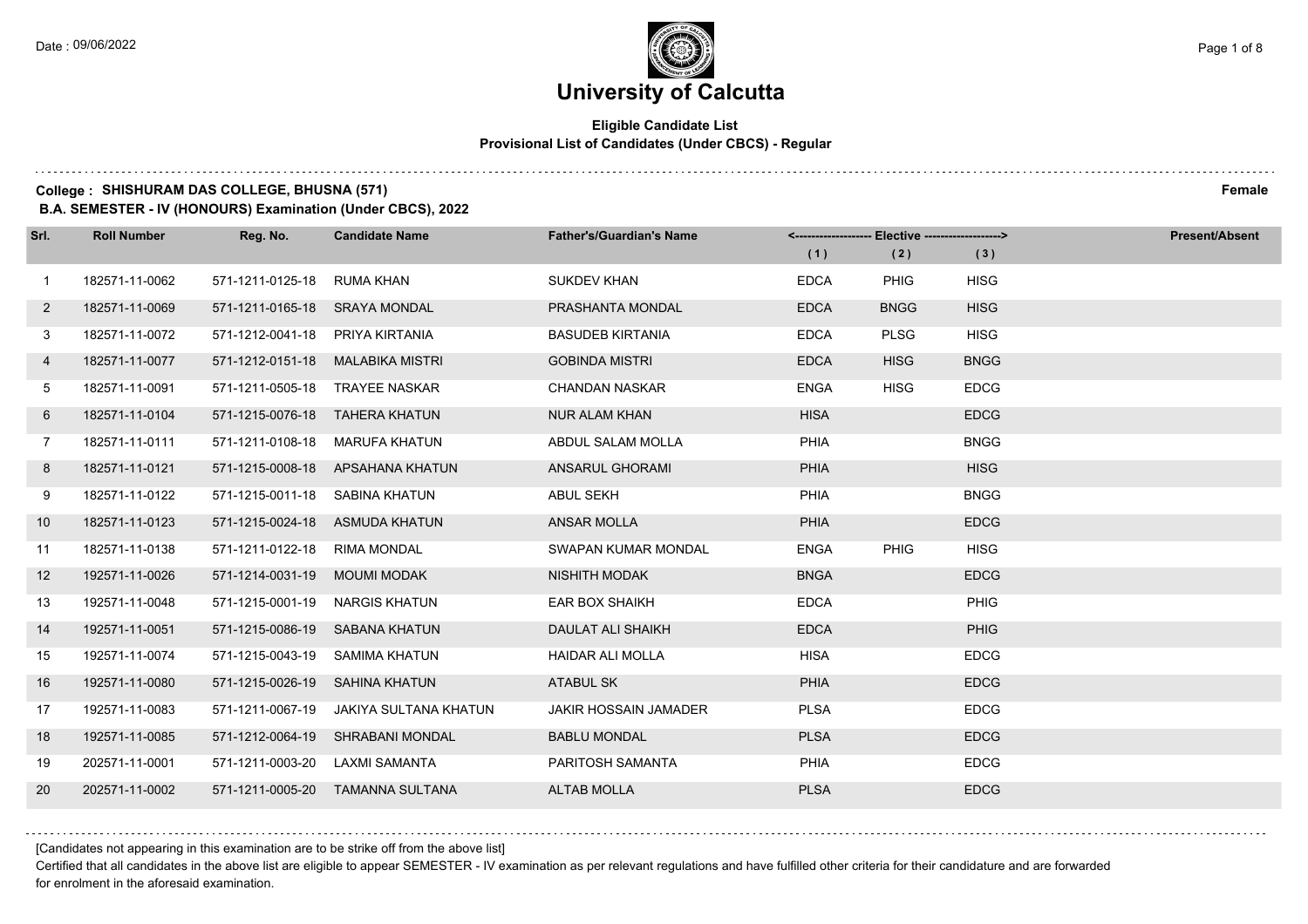# University of Calcutta

**Eligible Candidate List**
**Provisional List of Candidates (Under CBCS) - Regular**

**College : SHISHURAM DAS COLLEGE, BHUSNA (571)** **Female**
**B.A. SEMESTER - IV (HONOURS) Examination (Under CBCS), 2022**

| Srl. | Roll Number | Reg. No. | Candidate Name | Father's/Guardian's Name | Elective (1) | Elective (2) | Elective (3) | Present/Absent |
|---|---|---|---|---|---|---|---|---|
| 1 | 182571-11-0062 | 571-1211-0125-18 | RUMA KHAN | SUKDEV KHAN | EDCA | PHIG | HISG | |
| 2 | 182571-11-0069 | 571-1211-0165-18 | SRAYA MONDAL | PRASHANTA MONDAL | EDCA | BNGG | HISG | |
| 3 | 182571-11-0072 | 571-1212-0041-18 | PRIYA KIRTANIA | BASUDEB KIRTANIA | EDCA | PLSG | HISG | |
| 4 | 182571-11-0077 | 571-1212-0151-18 | MALABIKA MISTRI | GOBINDA MISTRI | EDCA | HISG | BNGG | |
| 5 | 182571-11-0091 | 571-1211-0505-18 | TRAYEE NASKAR | CHANDAN NASKAR | ENGA | HISG | EDCG | |
| 6 | 182571-11-0104 | 571-1215-0076-18 | TAHERA KHATUN | NUR ALAM KHAN | HISA | | EDCG | |
| 7 | 182571-11-0111 | 571-1211-0108-18 | MARUFA KHATUN | ABDUL SALAM MOLLA | PHIA | | BNGG | |
| 8 | 182571-11-0121 | 571-1215-0008-18 | APSAHANA KHATUN | ANSARUL GHORAMI | PHIA | | HISG | |
| 9 | 182571-11-0122 | 571-1215-0011-18 | SABINA KHATUN | ABUL SEKH | PHIA | | BNGG | |
| 10 | 182571-11-0123 | 571-1215-0024-18 | ASMUDA KHATUN | ANSAR MOLLA | PHIA | | EDCG | |
| 11 | 182571-11-0138 | 571-1211-0122-18 | RIMA MONDAL | SWAPAN KUMAR MONDAL | ENGA | PHIG | HISG | |
| 12 | 192571-11-0026 | 571-1214-0031-19 | MOUMI MODAK | NISHITH MODAK | BNGA | | EDCG | |
| 13 | 192571-11-0048 | 571-1215-0001-19 | NARGIS KHATUN | EAR BOX SHAIKH | EDCA | | PHIG | |
| 14 | 192571-11-0051 | 571-1215-0086-19 | SABANA KHATUN | DAULAT ALI SHAIKH | EDCA | | PHIG | |
| 15 | 192571-11-0074 | 571-1215-0043-19 | SAMIMA KHATUN | HAIDAR ALI MOLLA | HISA | | EDCG | |
| 16 | 192571-11-0080 | 571-1215-0026-19 | SAHINA KHATUN | ATABUL SK | PHIA | | EDCG | |
| 17 | 192571-11-0083 | 571-1211-0067-19 | JAKIYA SULTANA KHATUN | JAKIR HOSSAIN JAMADER | PLSA | | EDCG | |
| 18 | 192571-11-0085 | 571-1212-0064-19 | SHRABANI MONDAL | BABLU MONDAL | PLSA | | EDCG | |
| 19 | 202571-11-0001 | 571-1211-0003-20 | LAXMI SAMANTA | PARITOSH SAMANTA | PHIA | | EDCG | |
| 20 | 202571-11-0002 | 571-1211-0005-20 | TAMANNA SULTANA | ALTAB MOLLA | PLSA | | EDCG | |

[Candidates not appearing in this examination are to be strike off from the above list]

Certified that all candidates in the above list are eligible to appear SEMESTER - IV examination as per relevant regulations and have fulfilled other criteria for their candidature and are forwarded for enrolment in the aforesaid examination.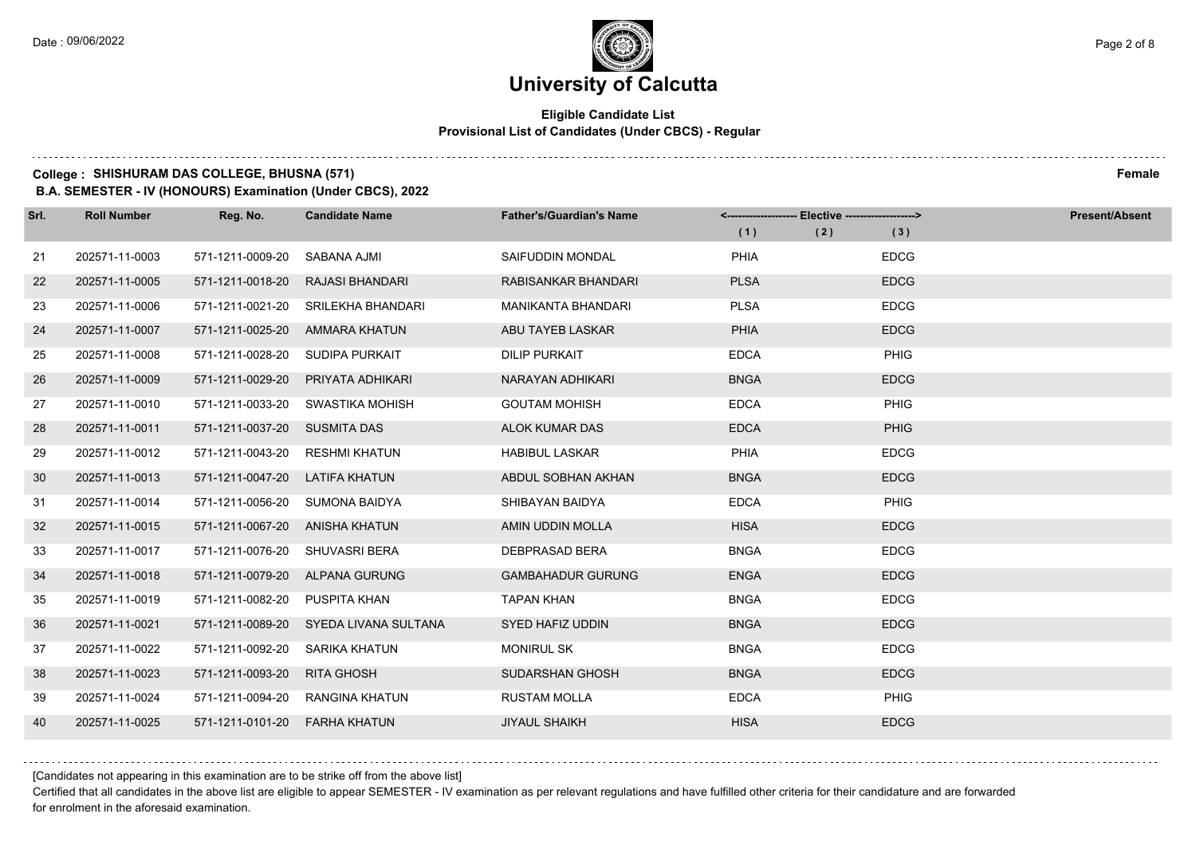# University of Calcutta

**Eligible Candidate List**
**Provisional List of Candidates (Under CBCS) - Regular**

**College : SHISHURAM DAS COLLEGE, BHUSNA (571)** **Female**

**B.A. SEMESTER - IV (HONOURS) Examination (Under CBCS), 2022**

| Srl. | Roll Number | Reg. No. | Candidate Name | Father's/Guardian's Name | Elective (1) | Elective (2) | Elective (3) | Present/Absent |
|---|---|---|---|---|---|---|---|---|
| 21 | 202571-11-0003 | 571-1211-0009-20 | SABANA AJMI | SAIFUDDIN MONDAL | PHIA | | EDCG | |
| 22 | 202571-11-0005 | 571-1211-0018-20 | RAJASI BHANDARI | RABISANKAR BHANDARI | PLSA | | EDCG | |
| 23 | 202571-11-0006 | 571-1211-0021-20 | SRILEKHA BHANDARI | MANIKANTA BHANDARI | PLSA | | EDCG | |
| 24 | 202571-11-0007 | 571-1211-0025-20 | AMMARA KHATUN | ABU TAYEB LASKAR | PHIA | | EDCG | |
| 25 | 202571-11-0008 | 571-1211-0028-20 | SUDIPA PURKAIT | DILIP PURKAIT | EDCA | | PHIG | |
| 26 | 202571-11-0009 | 571-1211-0029-20 | PRIYATA ADHIKARI | NARAYAN ADHIKARI | BNGA | | EDCG | |
| 27 | 202571-11-0010 | 571-1211-0033-20 | SWASTIKA MOHISH | GOUTAM MOHISH | EDCA | | PHIG | |
| 28 | 202571-11-0011 | 571-1211-0037-20 | SUSMITA DAS | ALOK KUMAR DAS | EDCA | | PHIG | |
| 29 | 202571-11-0012 | 571-1211-0043-20 | RESHMI KHATUN | HABIBUL LASKAR | PHIA | | EDCG | |
| 30 | 202571-11-0013 | 571-1211-0047-20 | LATIFA KHATUN | ABDUL SOBHAN AKHAN | BNGA | | EDCG | |
| 31 | 202571-11-0014 | 571-1211-0056-20 | SUMONA BAIDYA | SHIBAYAN BAIDYA | EDCA | | PHIG | |
| 32 | 202571-11-0015 | 571-1211-0067-20 | ANISHA KHATUN | AMIN UDDIN MOLLA | HISA | | EDCG | |
| 33 | 202571-11-0017 | 571-1211-0076-20 | SHUVASRI BERA | DEBPRASAD BERA | BNGA | | EDCG | |
| 34 | 202571-11-0018 | 571-1211-0079-20 | ALPANA GURUNG | GAMBAHADUR GURUNG | ENGA | | EDCG | |
| 35 | 202571-11-0019 | 571-1211-0082-20 | PUSPITA KHAN | TAPAN KHAN | BNGA | | EDCG | |
| 36 | 202571-11-0021 | 571-1211-0089-20 | SYEDA LIVANA SULTANA | SYED HAFIZ UDDIN | BNGA | | EDCG | |
| 37 | 202571-11-0022 | 571-1211-0092-20 | SARIKA KHATUN | MONIRUL SK | BNGA | | EDCG | |
| 38 | 202571-11-0023 | 571-1211-0093-20 | RITA GHOSH | SUDARSHAN GHOSH | BNGA | | EDCG | |
| 39 | 202571-11-0024 | 571-1211-0094-20 | RANGINA KHATUN | RUSTAM MOLLA | EDCA | | PHIG | |
| 40 | 202571-11-0025 | 571-1211-0101-20 | FARHA KHATUN | JIYAUL SHAIKH | HISA | | EDCG | |

[Candidates not appearing in this examination are to be strike off from the above list]

Certified that all candidates in the above list are eligible to appear SEMESTER - IV examination as per relevant regulations and have fulfilled other criteria for their candidature and are forwarded for enrolment in the aforesaid examination.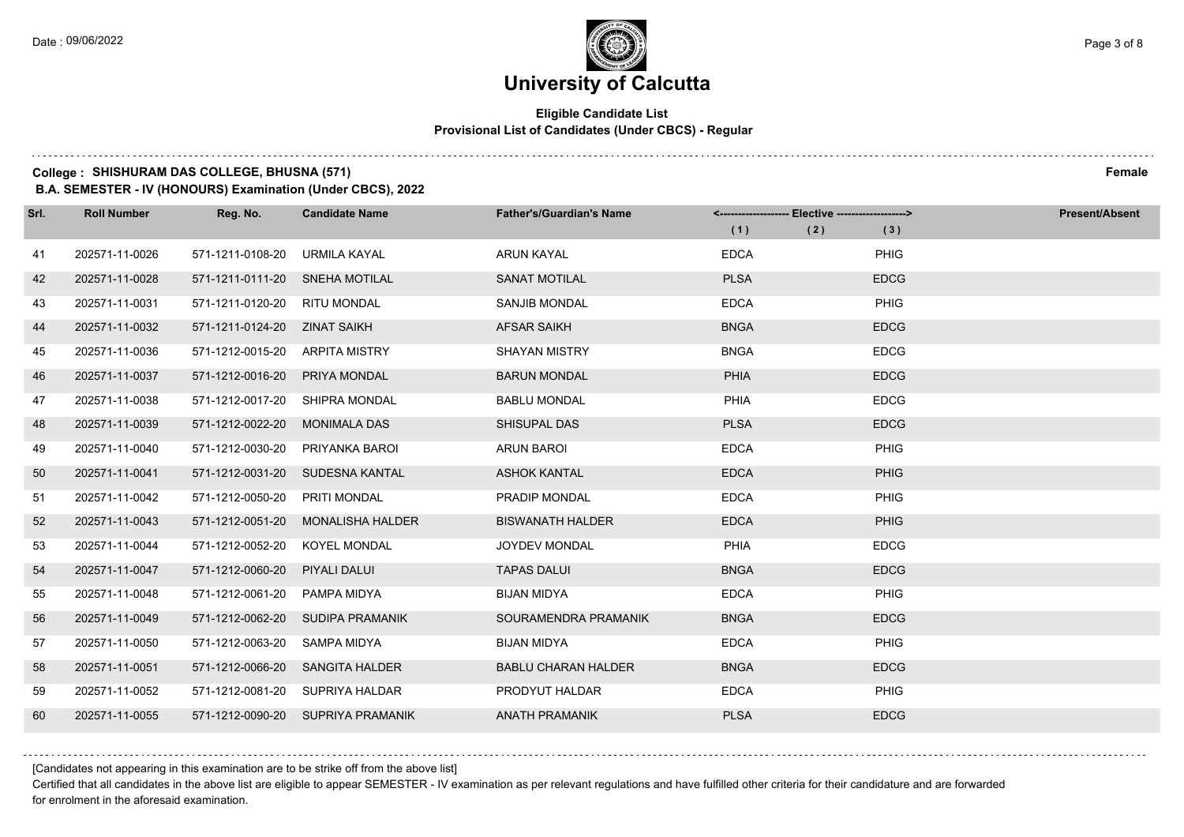# University of Calcutta

**Eligible Candidate List**
**Provisional List of Candidates (Under CBCS) - Regular**

**College : SHISHURAM DAS COLLEGE, BHUSNA (571)** **Female**
**B.A. SEMESTER - IV (HONOURS) Examination (Under CBCS), 2022**

| Srl. | Roll Number | Reg. No. | Candidate Name | Father's/Guardian's Name | Elective (1) | Elective (2) | Elective (3) | Present/Absent |
|---|---|---|---|---|---|---|---|---|
| 41 | 202571-11-0026 | 571-1211-0108-20 | URMILA KAYAL | ARUN KAYAL | EDCA | | PHIG | |
| 42 | 202571-11-0028 | 571-1211-0111-20 | SNEHA MOTILAL | SANAT MOTILAL | PLSA | | EDCG | |
| 43 | 202571-11-0031 | 571-1211-0120-20 | RITU MONDAL | SANJIB MONDAL | EDCA | | PHIG | |
| 44 | 202571-11-0032 | 571-1211-0124-20 | ZINAT SAIKH | AFSAR SAIKH | BNGA | | EDCG | |
| 45 | 202571-11-0036 | 571-1212-0015-20 | ARPITA MISTRY | SHAYAN MISTRY | BNGA | | EDCG | |
| 46 | 202571-11-0037 | 571-1212-0016-20 | PRIYA MONDAL | BARUN MONDAL | PHIA | | EDCG | |
| 47 | 202571-11-0038 | 571-1212-0017-20 | SHIPRA MONDAL | BABLU MONDAL | PHIA | | EDCG | |
| 48 | 202571-11-0039 | 571-1212-0022-20 | MONIMALA DAS | SHISUPAL DAS | PLSA | | EDCG | |
| 49 | 202571-11-0040 | 571-1212-0030-20 | PRIYANKA BAROI | ARUN BAROI | EDCA | | PHIG | |
| 50 | 202571-11-0041 | 571-1212-0031-20 | SUDESNA KANTAL | ASHOK KANTAL | EDCA | | PHIG | |
| 51 | 202571-11-0042 | 571-1212-0050-20 | PRITI MONDAL | PRADIP MONDAL | EDCA | | PHIG | |
| 52 | 202571-11-0043 | 571-1212-0051-20 | MONALISHA HALDER | BISWANATH HALDER | EDCA | | PHIG | |
| 53 | 202571-11-0044 | 571-1212-0052-20 | KOYEL MONDAL | JOYDEV MONDAL | PHIA | | EDCG | |
| 54 | 202571-11-0047 | 571-1212-0060-20 | PIYALI DALUI | TAPAS DALUI | BNGA | | EDCG | |
| 55 | 202571-11-0048 | 571-1212-0061-20 | PAMPA MIDYA | BIJAN MIDYA | EDCA | | PHIG | |
| 56 | 202571-11-0049 | 571-1212-0062-20 | SUDIPA PRAMANIK | SOURAMENDRA PRAMANIK | BNGA | | EDCG | |
| 57 | 202571-11-0050 | 571-1212-0063-20 | SAMPA MIDYA | BIJAN MIDYA | EDCA | | PHIG | |
| 58 | 202571-11-0051 | 571-1212-0066-20 | SANGITA HALDER | BABLU CHARAN HALDER | BNGA | | EDCG | |
| 59 | 202571-11-0052 | 571-1212-0081-20 | SUPRIYA HALDAR | PRODYUT HALDAR | EDCA | | PHIG | |
| 60 | 202571-11-0055 | 571-1212-0090-20 | SUPRIYA PRAMANIK | ANATH PRAMANIK | PLSA | | EDCG | |

[Candidates not appearing in this examination are to be strike off from the above list]

Certified that all candidates in the above list are eligible to appear SEMESTER - IV examination as per relevant regulations and have fulfilled other criteria for their candidature and are forwarded for enrolment in the aforesaid examination.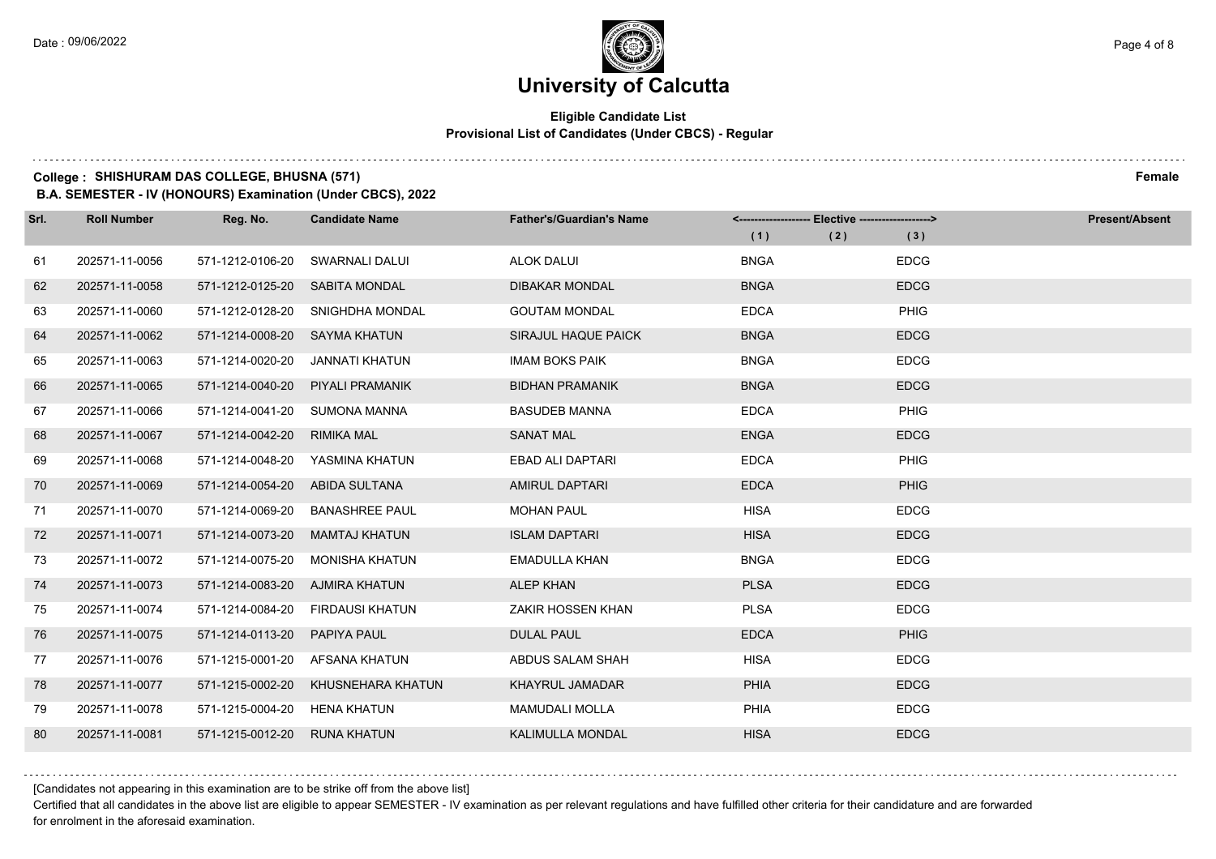# University of Calcutta

**Eligible Candidate List**
**Provisional List of Candidates (Under CBCS) - Regular**

**College : SHISHURAM DAS COLLEGE, BHUSNA (571)** **Female**

**B.A. SEMESTER - IV (HONOURS) Examination (Under CBCS), 2022**

| Srl. | Roll Number | Reg. No. | Candidate Name | Father's/Guardian's Name | Elective (1) | Elective (2) | Elective (3) | Present/Absent |
|---|---|---|---|---|---|---|---|---|
| 61 | 202571-11-0056 | 571-1212-0106-20 | SWARNALI DALUI | ALOK DALUI | BNGA | | EDCG | |
| 62 | 202571-11-0058 | 571-1212-0125-20 | SABITA MONDAL | DIBAKAR MONDAL | BNGA | | EDCG | |
| 63 | 202571-11-0060 | 571-1212-0128-20 | SNIGHDHA MONDAL | GOUTAM MONDAL | EDCA | | PHIG | |
| 64 | 202571-11-0062 | 571-1214-0008-20 | SAYMA KHATUN | SIRAJUL HAQUE PAICK | BNGA | | EDCG | |
| 65 | 202571-11-0063 | 571-1214-0020-20 | JANNATI KHATUN | IMAM BOKS PAIK | BNGA | | EDCG | |
| 66 | 202571-11-0065 | 571-1214-0040-20 | PIYALI PRAMANIK | BIDHAN PRAMANIK | BNGA | | EDCG | |
| 67 | 202571-11-0066 | 571-1214-0041-20 | SUMONA MANNA | BASUDEB MANNA | EDCA | | PHIG | |
| 68 | 202571-11-0067 | 571-1214-0042-20 | RIMIKA MAL | SANAT MAL | ENGA | | EDCG | |
| 69 | 202571-11-0068 | 571-1214-0048-20 | YASMINA KHATUN | EBAD ALI DAPTARI | EDCA | | PHIG | |
| 70 | 202571-11-0069 | 571-1214-0054-20 | ABIDA SULTANA | AMIRUL DAPTARI | EDCA | | PHIG | |
| 71 | 202571-11-0070 | 571-1214-0069-20 | BANASHREE PAUL | MOHAN PAUL | HISA | | EDCG | |
| 72 | 202571-11-0071 | 571-1214-0073-20 | MAMTAJ KHATUN | ISLAM DAPTARI | HISA | | EDCG | |
| 73 | 202571-11-0072 | 571-1214-0075-20 | MONISHA KHATUN | EMADULLA KHAN | BNGA | | EDCG | |
| 74 | 202571-11-0073 | 571-1214-0083-20 | AJMIRA KHATUN | ALEP KHAN | PLSA | | EDCG | |
| 75 | 202571-11-0074 | 571-1214-0084-20 | FIRDAUSI KHATUN | ZAKIR HOSSEN KHAN | PLSA | | EDCG | |
| 76 | 202571-11-0075 | 571-1214-0113-20 | PAPIYA PAUL | DULAL PAUL | EDCA | | PHIG | |
| 77 | 202571-11-0076 | 571-1215-0001-20 | AFSANA KHATUN | ABDUS SALAM SHAH | HISA | | EDCG | |
| 78 | 202571-11-0077 | 571-1215-0002-20 | KHUSNEHARA KHATUN | KHAYRUL JAMADAR | PHIA | | EDCG | |
| 79 | 202571-11-0078 | 571-1215-0004-20 | HENA KHATUN | MAMUDALI MOLLA | PHIA | | EDCG | |
| 80 | 202571-11-0081 | 571-1215-0012-20 | RUNA KHATUN | KALIMULLA MONDAL | HISA | | EDCG | |

[Candidates not appearing in this examination are to be strike off from the above list]

Certified that all candidates in the above list are eligible to appear SEMESTER - IV examination as per relevant regulations and have fulfilled other criteria for their candidature and are forwarded for enrolment in the aforesaid examination.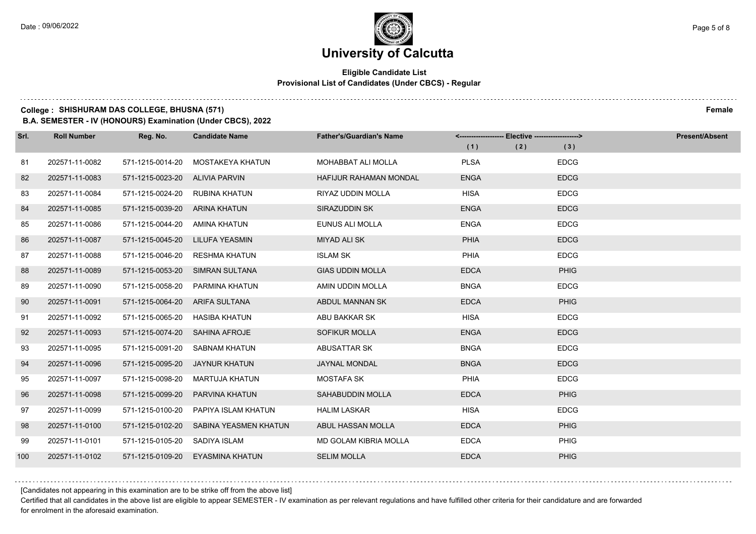# University of Calcutta

**Eligible Candidate List**
**Provisional List of Candidates (Under CBCS) - Regular**

**College : SHISHURAM DAS COLLEGE, BHUSNA (571)** **Female**
**B.A. SEMESTER - IV (HONOURS) Examination (Under CBCS), 2022**

| Srl. | Roll Number | Reg. No. | Candidate Name | Father's/Guardian's Name | Elective (1) | Elective (2) | Elective (3) | Present/Absent |
|---|---|---|---|---|---|---|---|---|
| 81 | 202571-11-0082 | 571-1215-0014-20 | MOSTAKEYA KHATUN | MOHABBAT ALI MOLLA | PLSA | | EDCG | |
| 82 | 202571-11-0083 | 571-1215-0023-20 | ALIVIA PARVIN | HAFIJUR RAHAMAN MONDAL | ENGA | | EDCG | |
| 83 | 202571-11-0084 | 571-1215-0024-20 | RUBINA KHATUN | RIYAZ UDDIN MOLLA | HISA | | EDCG | |
| 84 | 202571-11-0085 | 571-1215-0039-20 | ARINA KHATUN | SIRAZUDDIN SK | ENGA | | EDCG | |
| 85 | 202571-11-0086 | 571-1215-0044-20 | AMINA KHATUN | EUNUS ALI MOLLA | ENGA | | EDCG | |
| 86 | 202571-11-0087 | 571-1215-0045-20 | LILUFA YEASMIN | MIYAD ALI SK | PHIA | | EDCG | |
| 87 | 202571-11-0088 | 571-1215-0046-20 | RESHMA KHATUN | ISLAM SK | PHIA | | EDCG | |
| 88 | 202571-11-0089 | 571-1215-0053-20 | SIMRAN SULTANA | GIAS UDDIN MOLLA | EDCA | | PHIG | |
| 89 | 202571-11-0090 | 571-1215-0058-20 | PARMINA KHATUN | AMIN UDDIN MOLLA | BNGA | | EDCG | |
| 90 | 202571-11-0091 | 571-1215-0064-20 | ARIFA SULTANA | ABDUL MANNAN SK | EDCA | | PHIG | |
| 91 | 202571-11-0092 | 571-1215-0065-20 | HASIBA KHATUN | ABU BAKKAR SK | HISA | | EDCG | |
| 92 | 202571-11-0093 | 571-1215-0074-20 | SAHINA AFROJE | SOFIKUR MOLLA | ENGA | | EDCG | |
| 93 | 202571-11-0095 | 571-1215-0091-20 | SABNAM KHATUN | ABUSATTAR SK | BNGA | | EDCG | |
| 94 | 202571-11-0096 | 571-1215-0095-20 | JAYNUR KHATUN | JAYNAL MONDAL | BNGA | | EDCG | |
| 95 | 202571-11-0097 | 571-1215-0098-20 | MARTUJA KHATUN | MOSTAFA SK | PHIA | | EDCG | |
| 96 | 202571-11-0098 | 571-1215-0099-20 | PARVINA KHATUN | SAHABUDDIN MOLLA | EDCA | | PHIG | |
| 97 | 202571-11-0099 | 571-1215-0100-20 | PAPIYA ISLAM KHATUN | HALIM LASKAR | HISA | | EDCG | |
| 98 | 202571-11-0100 | 571-1215-0102-20 | SABINA YEASMEN KHATUN | ABUL HASSAN MOLLA | EDCA | | PHIG | |
| 99 | 202571-11-0101 | 571-1215-0105-20 | SADIYA ISLAM | MD GOLAM KIBRIA MOLLA | EDCA | | PHIG | |
| 100 | 202571-11-0102 | 571-1215-0109-20 | EYASMINA KHATUN | SELIM MOLLA | EDCA | | PHIG | |

[Candidates not appearing in this examination are to be strike off from the above list]

Certified that all candidates in the above list are eligible to appear SEMESTER - IV examination as per relevant regulations and have fulfilled other criteria for their candidature and are forwarded for enrolment in the aforesaid examination.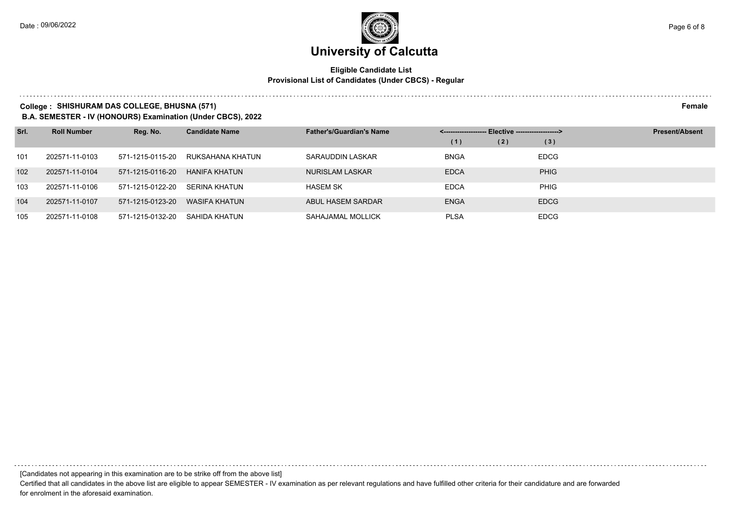# University of Calcutta

**Eligible Candidate List**
**Provisional List of Candidates (Under CBCS) - Regular**

**College : SHISHURAM DAS COLLEGE, BHUSNA (571)** **Female**
**B.A. SEMESTER - IV (HONOURS) Examination (Under CBCS), 2022**

| Srl. | Roll Number | Reg. No. | Candidate Name | Father's/Guardian's Name | <------------------- Elective -------------------> | | | Present/Absent |
|---|---|---|---|---|---|---|---|---|
| | | | | | (1) | (2) | (3) | |
| 101 | 202571-11-0103 | 571-1215-0115-20 | RUKSAHANA KHATUN | SARAUDDIN LASKAR | BNGA | | EDCG | |
| 102 | 202571-11-0104 | 571-1215-0116-20 | HANIFA KHATUN | NURISLAM LASKAR | EDCA | | PHIG | |
| 103 | 202571-11-0106 | 571-1215-0122-20 | SERINA KHATUN | HASEM SK | EDCA | | PHIG | |
| 104 | 202571-11-0107 | 571-1215-0123-20 | WASIFA KHATUN | ABUL HASEM SARDAR | ENGA | | EDCG | |
| 105 | 202571-11-0108 | 571-1215-0132-20 | SAHIDA KHATUN | SAHAJAMAL MOLLICK | PLSA | | EDCG | |

[Candidates not appearing in this examination are to be strike off from the above list]

Certified that all candidates in the above list are eligible to appear SEMESTER - IV examination as per relevant regulations and have fulfilled other criteria for their candidature and are forwarded for enrolment in the aforesaid examination.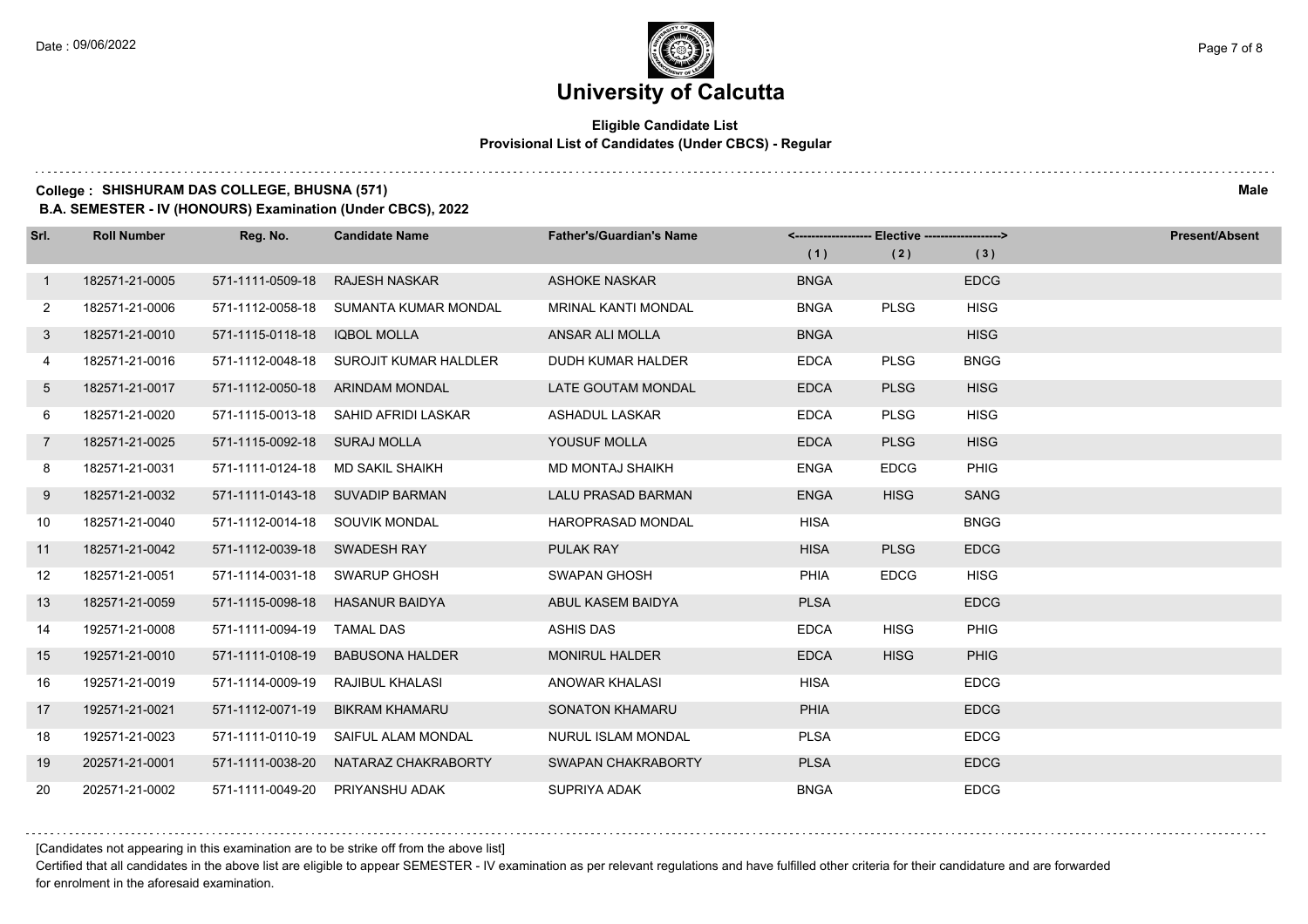# University of Calcutta

## Eligible Candidate List

### Provisional List of Candidates (Under CBCS) - Regular

**College : SHISHURAM DAS COLLEGE, BHUSNA (571)** **Male**

**B.A. SEMESTER - IV (HONOURS) Examination (Under CBCS), 2022**

| Srl. | Roll Number | Reg. No. | Candidate Name | Father's/Guardian's Name | <------------------ Elective ------------------> | | | Present/Absent |
|---|---|---|---|---|---|---|---|---|
| | | | | | (1) | (2) | (3) | |
| 1 | 182571-21-0005 | 571-1111-0509-18 | RAJESH NASKAR | ASHOKE NASKAR | BNGA | | EDCG | |
| 2 | 182571-21-0006 | 571-1112-0058-18 | SUMANTA KUMAR MONDAL | MRINAL KANTI MONDAL | BNGA | PLSG | HISG | |
| 3 | 182571-21-0010 | 571-1115-0118-18 | IQBOL MOLLA | ANSAR ALI MOLLA | BNGA | | HISG | |
| 4 | 182571-21-0016 | 571-1112-0048-18 | SUROJIT KUMAR HALDLER | DUDH KUMAR HALDER | EDCA | PLSG | BNGG | |
| 5 | 182571-21-0017 | 571-1112-0050-18 | ARINDAM MONDAL | LATE GOUTAM MONDAL | EDCA | PLSG | HISG | |
| 6 | 182571-21-0020 | 571-1115-0013-18 | SAHID AFRIDI LASKAR | ASHADUL LASKAR | EDCA | PLSG | HISG | |
| 7 | 182571-21-0025 | 571-1115-0092-18 | SURAJ MOLLA | YOUSUF MOLLA | EDCA | PLSG | HISG | |
| 8 | 182571-21-0031 | 571-1111-0124-18 | MD SAKIL SHAIKH | MD MONTAJ SHAIKH | ENGA | EDCG | PHIG | |
| 9 | 182571-21-0032 | 571-1111-0143-18 | SUVADIP BARMAN | LALU PRASAD BARMAN | ENGA | HISG | SANG | |
| 10 | 182571-21-0040 | 571-1112-0014-18 | SOUVIK MONDAL | HAROPRASAD MONDAL | HISA | | BNGG | |
| 11 | 182571-21-0042 | 571-1112-0039-18 | SWADESH RAY | PULAK RAY | HISA | PLSG | EDCG | |
| 12 | 182571-21-0051 | 571-1114-0031-18 | SWARUP GHOSH | SWAPAN GHOSH | PHIA | EDCG | HISG | |
| 13 | 182571-21-0059 | 571-1115-0098-18 | HASANUR BAIDYA | ABUL KASEM BAIDYA | PLSA | | EDCG | |
| 14 | 192571-21-0008 | 571-1111-0094-19 | TAMAL DAS | ASHIS DAS | EDCA | HISG | PHIG | |
| 15 | 192571-21-0010 | 571-1111-0108-19 | BABUSONA HALDER | MONIRUL HALDER | EDCA | HISG | PHIG | |
| 16 | 192571-21-0019 | 571-1114-0009-19 | RAJIBUL KHALASI | ANOWAR KHALASI | HISA | | EDCG | |
| 17 | 192571-21-0021 | 571-1112-0071-19 | BIKRAM KHAMARU | SONATON KHAMARU | PHIA | | EDCG | |
| 18 | 192571-21-0023 | 571-1111-0110-19 | SAIFUL ALAM MONDAL | NURUL ISLAM MONDAL | PLSA | | EDCG | |
| 19 | 202571-21-0001 | 571-1111-0038-20 | NATARAZ CHAKRABORTY | SWAPAN CHAKRABORTY | PLSA | | EDCG | |
| 20 | 202571-21-0002 | 571-1111-0049-20 | PRIYANSHU ADAK | SUPRIYA ADAK | BNGA | | EDCG | |

[Candidates not appearing in this examination are to be strike off from the above list]

Certified that all candidates in the above list are eligible to appear SEMESTER - IV examination as per relevant regulations and have fulfilled other criteria for their candidature and are forwarded for enrolment in the aforesaid examination.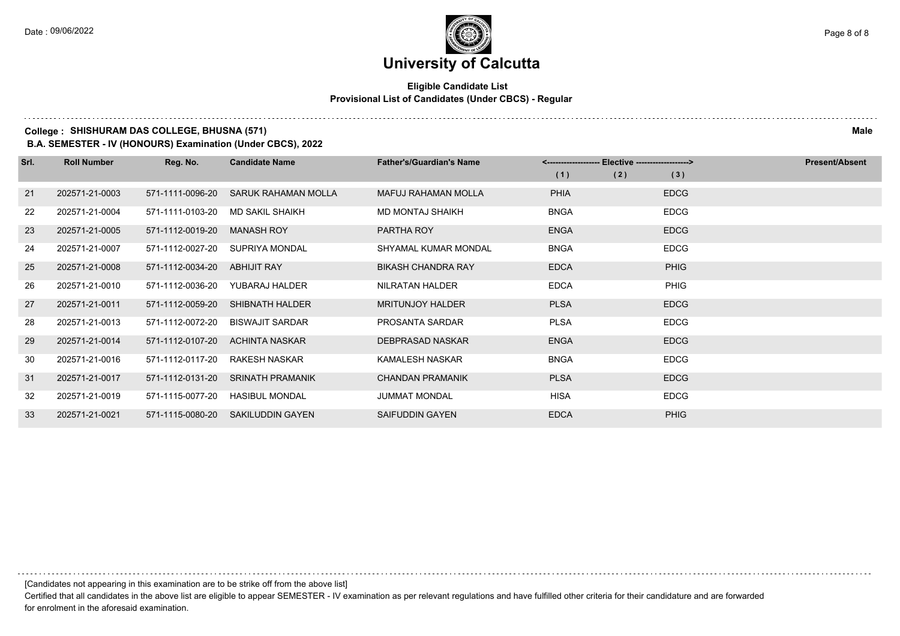# University of Calcutta

**Eligible Candidate List**
**Provisional List of Candidates (Under CBCS) - Regular**

**College : SHISHURAM DAS COLLEGE, BHUSNA (571)** **Male**
**B.A. SEMESTER - IV (HONOURS) Examination (Under CBCS), 2022**

| Srl. | Roll Number | Reg. No. | Candidate Name | Father's/Guardian's Name | Elective (1) | Elective (2) | Elective (3) | Present/Absent |
|---|---|---|---|---|---|---|---|---|
| 21 | 202571-21-0003 | 571-1111-0096-20 | SARUK RAHAMAN MOLLA | MAFUJ RAHAMAN MOLLA | PHIA | | EDCG | |
| 22 | 202571-21-0004 | 571-1111-0103-20 | MD SAKIL SHAIKH | MD MONTAJ SHAIKH | BNGA | | EDCG | |
| 23 | 202571-21-0005 | 571-1112-0019-20 | MANASH ROY | PARTHA ROY | ENGA | | EDCG | |
| 24 | 202571-21-0007 | 571-1112-0027-20 | SUPRIYA MONDAL | SHYAMAL KUMAR MONDAL | BNGA | | EDCG | |
| 25 | 202571-21-0008 | 571-1112-0034-20 | ABHIJIT RAY | BIKASH CHANDRA RAY | EDCA | | PHIG | |
| 26 | 202571-21-0010 | 571-1112-0036-20 | YUBARAJ HALDER | NILRATAN HALDER | EDCA | | PHIG | |
| 27 | 202571-21-0011 | 571-1112-0059-20 | SHIBNATH HALDER | MRITUNJOY HALDER | PLSA | | EDCG | |
| 28 | 202571-21-0013 | 571-1112-0072-20 | BISWAJIT SARDAR | PROSANTA SARDAR | PLSA | | EDCG | |
| 29 | 202571-21-0014 | 571-1112-0107-20 | ACHINTA NASKAR | DEBPRASAD NASKAR | ENGA | | EDCG | |
| 30 | 202571-21-0016 | 571-1112-0117-20 | RAKESH NASKAR | KAMALESH NASKAR | BNGA | | EDCG | |
| 31 | 202571-21-0017 | 571-1112-0131-20 | SRINATH PRAMANIK | CHANDAN PRAMANIK | PLSA | | EDCG | |
| 32 | 202571-21-0019 | 571-1115-0077-20 | HASIBUL MONDAL | JUMMAT MONDAL | HISA | | EDCG | |
| 33 | 202571-21-0021 | 571-1115-0080-20 | SAKILUDDIN GAYEN | SAIFUDDIN GAYEN | EDCA | | PHIG | |

[Candidates not appearing in this examination are to be strike off from the above list]

Certified that all candidates in the above list are eligible to appear SEMESTER - IV examination as per relevant regulations and have fulfilled other criteria for their candidature and are forwarded for enrolment in the aforesaid examination.